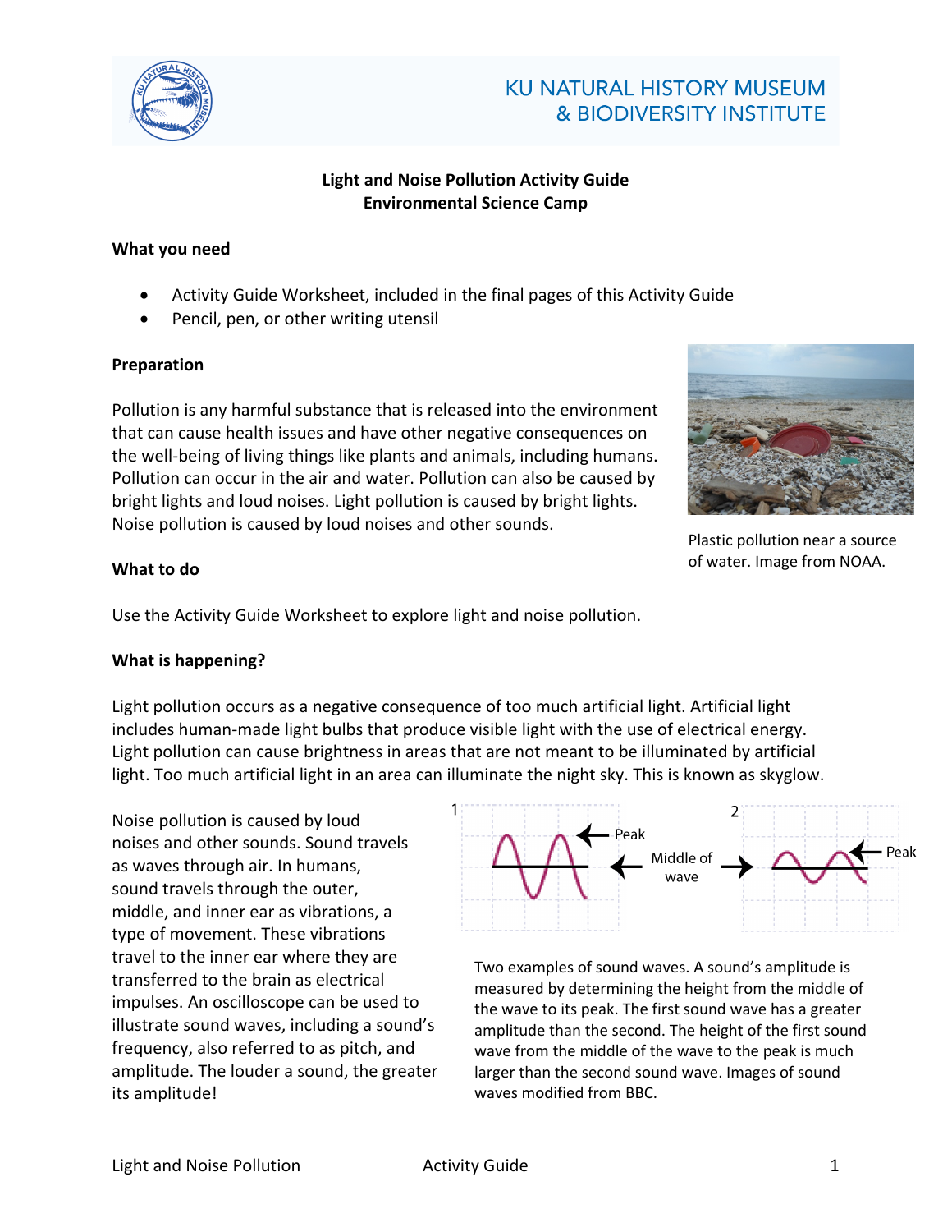KU NATURAL HISTORY MUSEUM
& BIODIVERSITY INSTITUTE

# Light and Noise Pollution Activity Guide
## Environmental Science Camp

### What you need

- Activity Guide Worksheet, included in the final pages of this Activity Guide
- Pencil, pen, or other writing utensil

### Preparation

Pollution is any harmful substance that is released into the environment that can cause health issues and have other negative consequences on the well-being of living things like plants and animals, including humans. Pollution can occur in the air and water. Pollution can also be caused by bright lights and loud noises. Light pollution is caused by bright lights. Noise pollution is caused by loud noises and other sounds.

Plastic pollution near a source of water. Image from NOAA.

### What to do

Use the Activity Guide Worksheet to explore light and noise pollution.

### What is happening?

Light pollution occurs as a negative consequence of too much artificial light. Artificial light includes human-made light bulbs that produce visible light with the use of electrical energy. Light pollution can cause brightness in areas that are not meant to be illuminated by artificial light. Too much artificial light in an area can illuminate the night sky. This is known as skyglow.

Noise pollution is caused by loud noises and other sounds. Sound travels as waves through air. In humans, sound travels through the outer, middle, and inner ear as vibrations, a type of movement. These vibrations travel to the inner ear where they are transferred to the brain as electrical impulses. An oscilloscope can be used to illustrate sound waves, including a sound's frequency, also referred to as pitch, and amplitude. The louder a sound, the greater its amplitude!

1 — Peak — Middle of wave — 2 — Peak

Two examples of sound waves. A sound's amplitude is measured by determining the height from the middle of the wave to its peak. The first sound wave has a greater amplitude than the second. The height of the first sound wave from the middle of the wave to the peak is much larger than the second sound wave. Images of sound waves modified from BBC.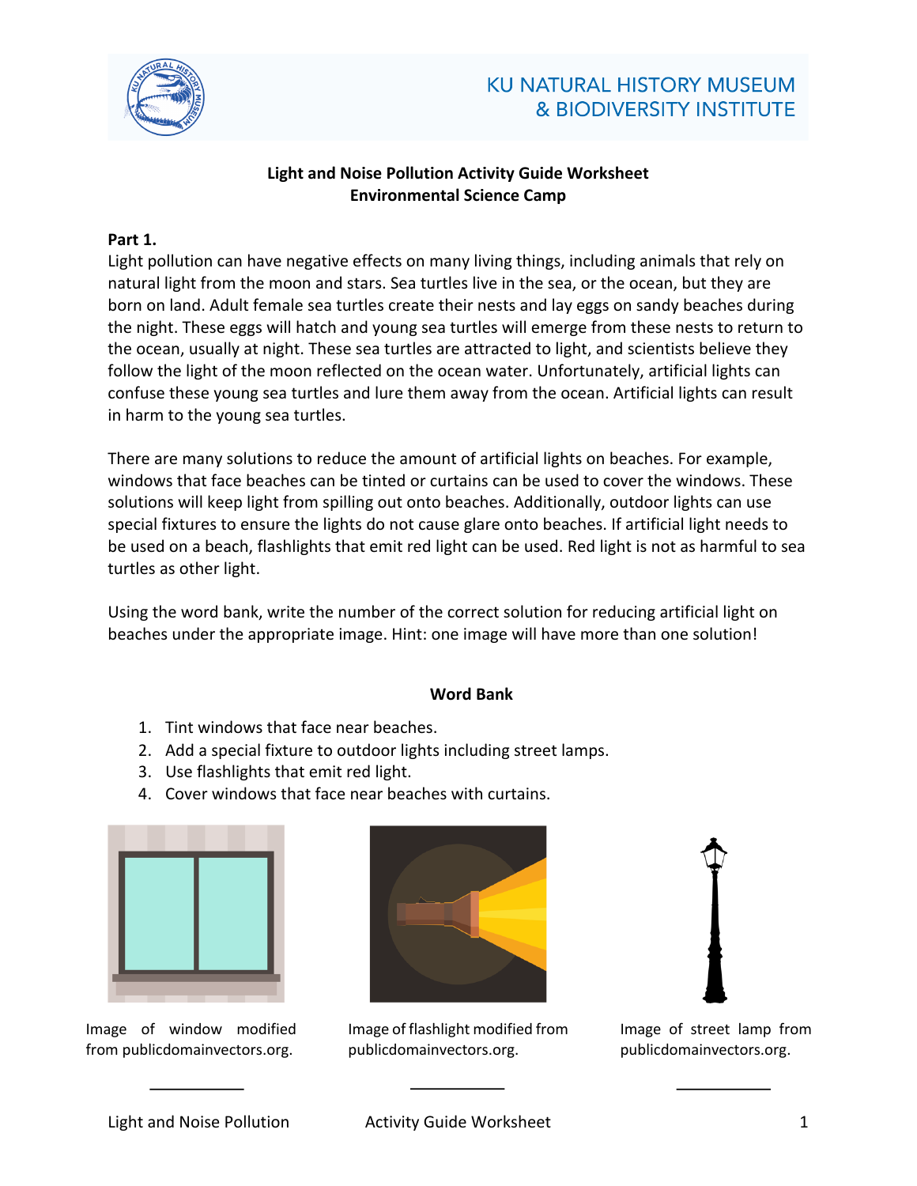KU NATURAL HISTORY MUSEUM
& BIODIVERSITY INSTITUTE

**Light and Noise Pollution Activity Guide Worksheet**
**Environmental Science Camp**

**Part 1.**

Light pollution can have negative effects on many living things, including animals that rely on natural light from the moon and stars. Sea turtles live in the sea, or the ocean, but they are born on land. Adult female sea turtles create their nests and lay eggs on sandy beaches during the night. These eggs will hatch and young sea turtles will emerge from these nests to return to the ocean, usually at night. These sea turtles are attracted to light, and scientists believe they follow the light of the moon reflected on the ocean water. Unfortunately, artificial lights can confuse these young sea turtles and lure them away from the ocean. Artificial lights can result in harm to the young sea turtles.

There are many solutions to reduce the amount of artificial lights on beaches. For example, windows that face beaches can be tinted or curtains can be used to cover the windows. These solutions will keep light from spilling out onto beaches. Additionally, outdoor lights can use special fixtures to ensure the lights do not cause glare onto beaches. If artificial light needs to be used on a beach, flashlights that emit red light can be used. Red light is not as harmful to sea turtles as other light.

Using the word bank, write the number of the correct solution for reducing artificial light on beaches under the appropriate image. Hint: one image will have more than one solution!

**Word Bank**

1. Tint windows that face near beaches.
2. Add a special fixture to outdoor lights including street lamps.
3. Use flashlights that emit red light.
4. Cover windows that face near beaches with curtains.

Image of window modified from publicdomainvectors.org.

\_\_\_\_\_\_\_\_\_\_

Image of flashlight modified from publicdomainvectors.org.

\_\_\_\_\_\_\_\_\_\_

Image of street lamp from publicdomainvectors.org.

\_\_\_\_\_\_\_\_\_\_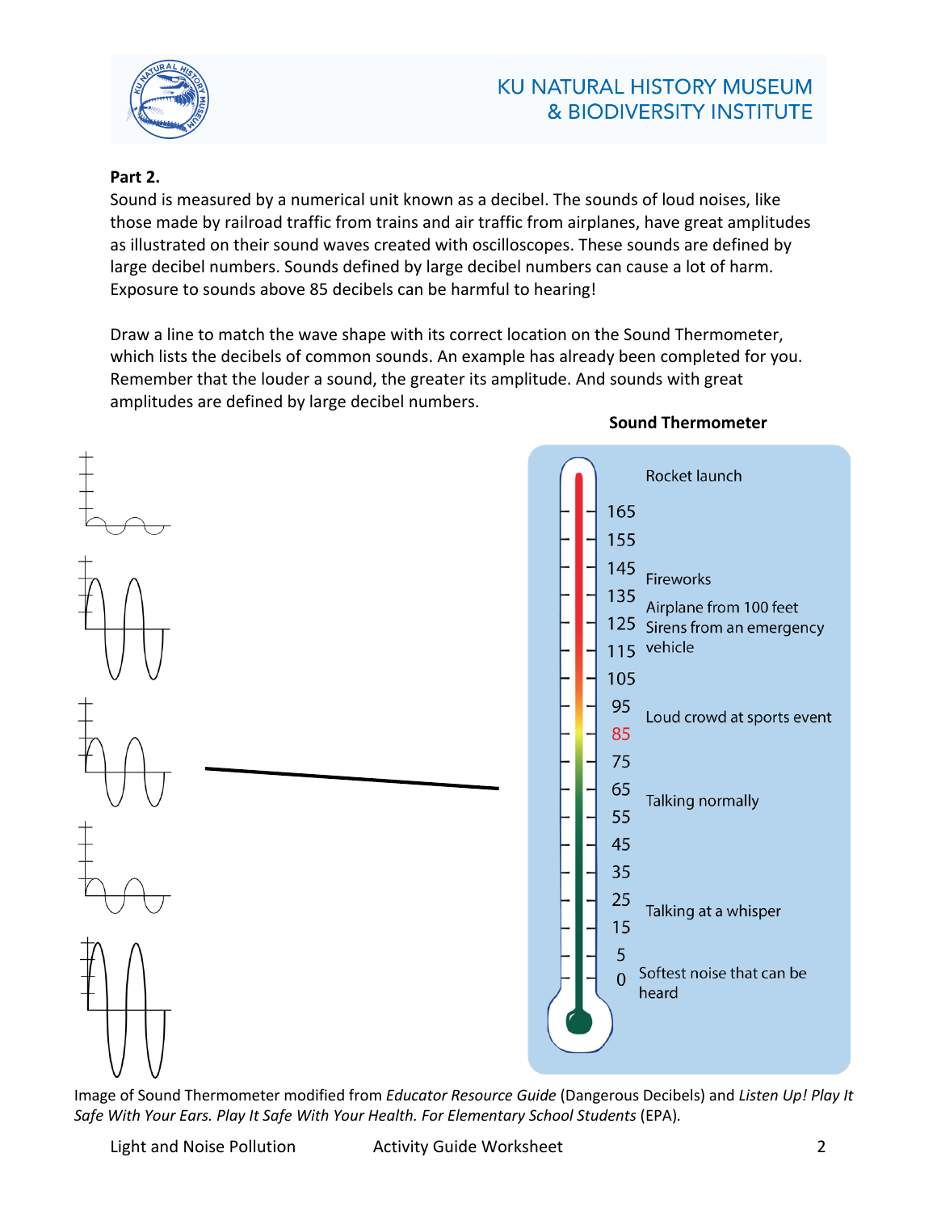**Part 2.**

Sound is measured by a numerical unit known as a decibel. The sounds of loud noises, like those made by railroad traffic from trains and air traffic from airplanes, have great amplitudes as illustrated on their sound waves created with oscilloscopes. These sounds are defined by large decibel numbers. Sounds defined by large decibel numbers can cause a lot of harm. Exposure to sounds above 85 decibels can be harmful to hearing!

Draw a line to match the wave shape with its correct location on the Sound Thermometer, which lists the decibels of common sounds. An example has already been completed for you. Remember that the louder a sound, the greater its amplitude. And sounds with great amplitudes are defined by large decibel numbers.

**Sound Thermometer**

Rocket launch

165

155

145 Fireworks

135 Airplane from 100 feet

125 Sirens from an emergency vehicle

115

105

95 Loud crowd at sports event

85

75

65 Talking normally

55

45

35

25 Talking at a whisper

15

5

0 Softest noise that can be heard

Image of Sound Thermometer modified from *Educator Resource Guide* (Dangerous Decibels) and *Listen Up! Play It Safe With Your Ears. Play It Safe With Your Health. For Elementary School Students* (EPA).